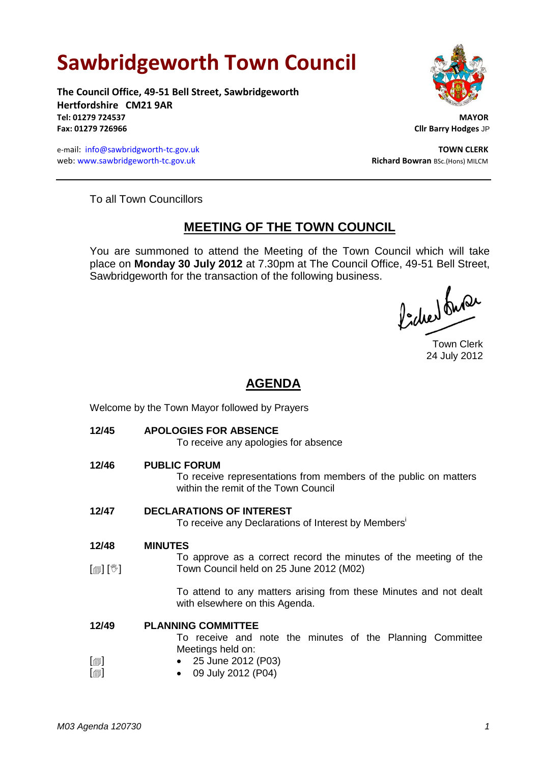# Sawbridgeworth Town Council

**The Council Office, 49-51 Bell Street, Sawbridgeworth**
**Hertfordshire CM21 9AR**
**Tel: 01279 724537**
**Fax: 01279 726966**

e-mail: info@sawbridgeworth-tc.gov.uk
web: www.sawbridgeworth-tc.gov.uk

**MAYOR**
**Cllr Barry Hodges** JP

**TOWN CLERK**
**Richard Bowran** BSc.(Hons) MILCM

---

To all Town Councillors

## MEETING OF THE TOWN COUNCIL

You are summoned to attend the Meeting of the Town Council which will take place on **Monday 30 July 2012** at 7.30pm at The Council Office, 49-51 Bell Street, Sawbridgeworth for the transaction of the following business.

Town Clerk
24 July 2012

## AGENDA

Welcome by the Town Mayor followed by Prayers

**12/45 APOLOGIES FOR ABSENCE**

To receive any apologies for absence

**12/46 PUBLIC FORUM**

To receive representations from members of the public on matters within the remit of the Town Council

**12/47 DECLARATIONS OF INTEREST**

To receive any Declarations of Interest by Members[i]

**12/48 MINUTES**

[🗐] [✋] To approve as a correct record the minutes of the meeting of the Town Council held on 25 June 2012 (M02)

To attend to any matters arising from these Minutes and not dealt with elsewhere on this Agenda.

**12/49 PLANNING COMMITTEE**

To receive and note the minutes of the Planning Committee Meetings held on:

- [🗐] 25 June 2012 (P03)
- [🗐] 09 July 2012 (P04)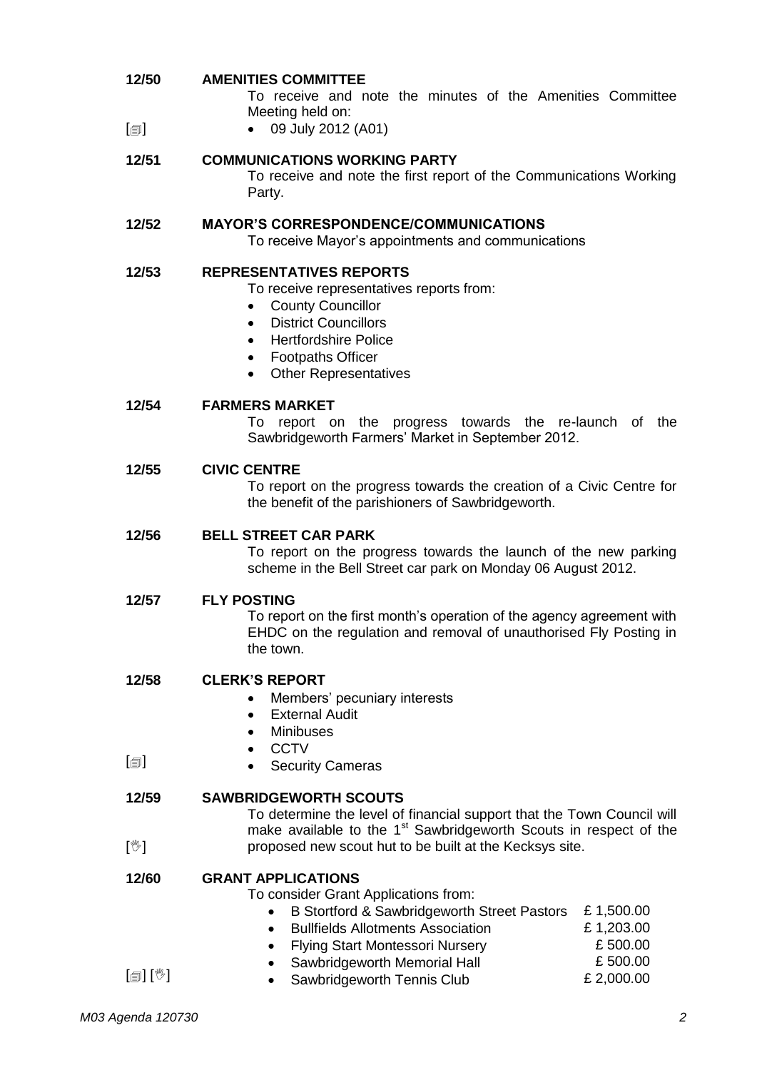**12/50 AMENITIES COMMITTEE**

To receive and note the minutes of the Amenities Committee Meeting held on:

[🗐]
- 09 July 2012 (A01)

**12/51 COMMUNICATIONS WORKING PARTY**

To receive and note the first report of the Communications Working Party.

**12/52 MAYOR'S CORRESPONDENCE/COMMUNICATIONS**

To receive Mayor's appointments and communications

**12/53 REPRESENTATIVES REPORTS**

To receive representatives reports from:

- County Councillor
- District Councillors
- Hertfordshire Police
- Footpaths Officer
- Other Representatives

**12/54 FARMERS MARKET**

To report on the progress towards the re-launch of the Sawbridgeworth Farmers' Market in September 2012.

**12/55 CIVIC CENTRE**

To report on the progress towards the creation of a Civic Centre for the benefit of the parishioners of Sawbridgeworth.

**12/56 BELL STREET CAR PARK**

To report on the progress towards the launch of the new parking scheme in the Bell Street car park on Monday 06 August 2012.

**12/57 FLY POSTING**

To report on the first month's operation of the agency agreement with EHDC on the regulation and removal of unauthorised Fly Posting in the town.

**12/58 CLERK'S REPORT**

- Members' pecuniary interests
- External Audit
- Minibuses
- CCTV

[🗐]
- Security Cameras

**12/59 SAWBRIDGEWORTH SCOUTS**

To determine the level of financial support that the Town Council will make available to the 1st Sawbridgeworth Scouts in respect of the proposed new scout hut to be built at the Kecksys site.

[✋]

**12/60 GRANT APPLICATIONS**

To consider Grant Applications from:

- B Stortford & Sawbridgeworth Street Pastors £ 1,500.00
- Bullfields Allotments Association £ 1,203.00
- Flying Start Montessori Nursery £ 500.00
- Sawbridgeworth Memorial Hall £ 500.00
- Sawbridgeworth Tennis Club £ 2,000.00

[🗐] [✋]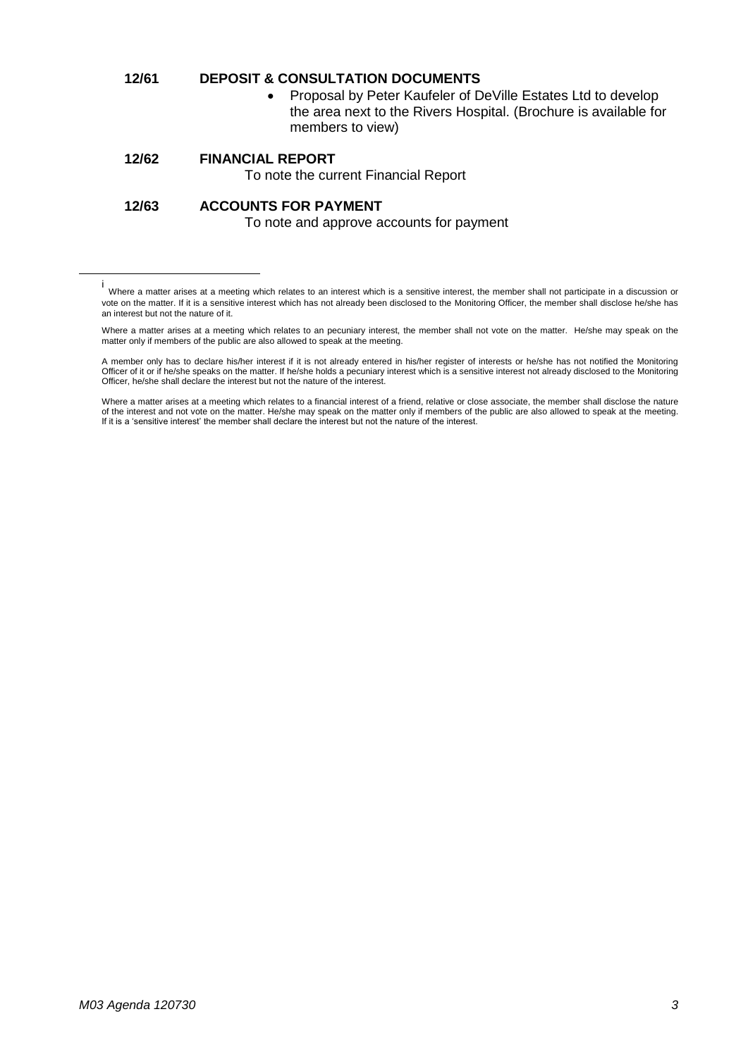**12/61 DEPOSIT & CONSULTATION DOCUMENTS**

- Proposal by Peter Kaufeler of DeVille Estates Ltd to develop the area next to the Rivers Hospital. (Brochure is available for members to view)

**12/62 FINANCIAL REPORT**

To note the current Financial Report

**12/63 ACCOUNTS FOR PAYMENT**

To note and approve accounts for payment

---

[i] Where a matter arises at a meeting which relates to an interest which is a sensitive interest, the member shall not participate in a discussion or vote on the matter. If it is a sensitive interest which has not already been disclosed to the Monitoring Officer, the member shall disclose he/she has an interest but not the nature of it.

Where a matter arises at a meeting which relates to an pecuniary interest, the member shall not vote on the matter. He/she may speak on the matter only if members of the public are also allowed to speak at the meeting.

A member only has to declare his/her interest if it is not already entered in his/her register of interests or he/she has not notified the Monitoring Officer of it or if he/she speaks on the matter. If he/she holds a pecuniary interest which is a sensitive interest not already disclosed to the Monitoring Officer, he/she shall declare the interest but not the nature of the interest.

Where a matter arises at a meeting which relates to a financial interest of a friend, relative or close associate, the member shall disclose the nature of the interest and not vote on the matter. He/she may speak on the matter only if members of the public are also allowed to speak at the meeting. If it is a 'sensitive interest' the member shall declare the interest but not the nature of the interest.